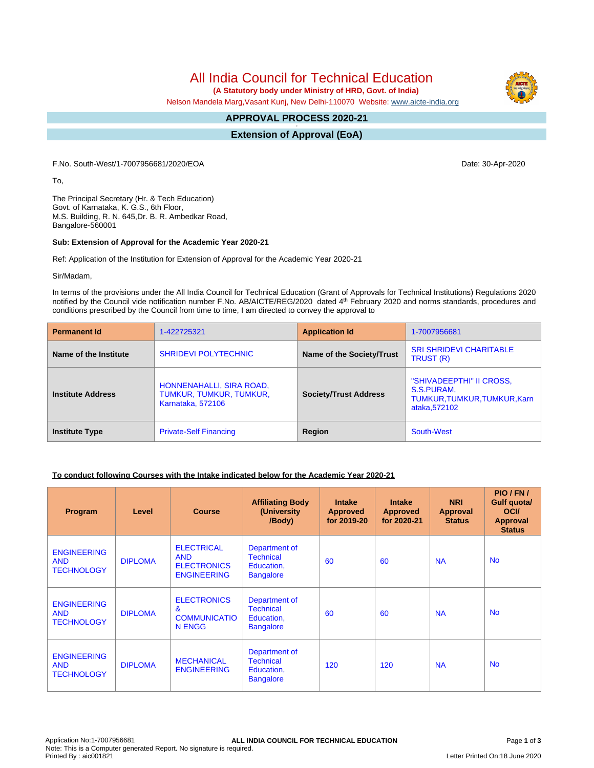# All India Council for Technical Education

**(A Statutory body under Ministry of HRD, Govt. of India)**

Nelson Mandela Marg,Vasant Kunj, New Delhi-110070 Website: www.aicte-india.org

## APPROVAL PROCESS 2020-21

## Extension of Approval (EoA)

F.No. South-West/1-7007956681/2020/EOA

Date: 30-Apr-2020

To,

The Principal Secretary (Hr. & Tech Education)
Govt. of Karnataka, K. G.S., 6th Floor,
M.S. Building, R. N. 645,Dr. B. R. Ambedkar Road,
Bangalore-560001

**Sub: Extension of Approval for the Academic Year 2020-21**

Ref: Application of the Institution for Extension of Approval for the Academic Year 2020-21

Sir/Madam,

In terms of the provisions under the All India Council for Technical Education (Grant of Approvals for Technical Institutions) Regulations 2020 notified by the Council vide notification number F.No. AB/AICTE/REG/2020 dated 4th February 2020 and norms standards, procedures and conditions prescribed by the Council from time to time, I am directed to convey the approval to

| Permanent Id | 1-422725321 | Application Id | 1-7007956681 |
|---|---|---|---|
| Name of the Institute | SHRIDEVI POLYTECHNIC | Name of the Society/Trust | SRI SHRIDEVI CHARITABLE TRUST (R) |
| Institute Address | HONNENAHALLI, SIRA ROAD, TUMKUR, TUMKUR, TUMKUR, Karnataka, 572106 | Society/Trust Address | "SHIVADEEPTHI" II CROSS, S.S.PURAM, TUMKUR,TUMKUR,TUMKUR,Karnataka,572102 |
| Institute Type | Private-Self Financing | Region | South-West |

**To conduct following Courses with the Intake indicated below for the Academic Year 2020-21**

| Program | Level | Course | Affiliating Body (University /Body) | Intake Approved for 2019-20 | Intake Approved for 2020-21 | NRI Approval Status | PIO / FN / Gulf quota/ OCI/ Approval Status |
|---|---|---|---|---|---|---|---|
| ENGINEERING AND TECHNOLOGY | DIPLOMA | ELECTRICAL AND ELECTRONICS ENGINEERING | Department of Technical Education, Bangalore | 60 | 60 | NA | No |
| ENGINEERING AND TECHNOLOGY | DIPLOMA | ELECTRONICS & COMMUNICATION ENGG | Department of Technical Education, Bangalore | 60 | 60 | NA | No |
| ENGINEERING AND TECHNOLOGY | DIPLOMA | MECHANICAL ENGINEERING | Department of Technical Education, Bangalore | 120 | 120 | NA | No |

Application No:1-7007956681
Note: This is a Computer generated Report. No signature is required.
Printed By : aic001821

Letter Printed On:18 June 2020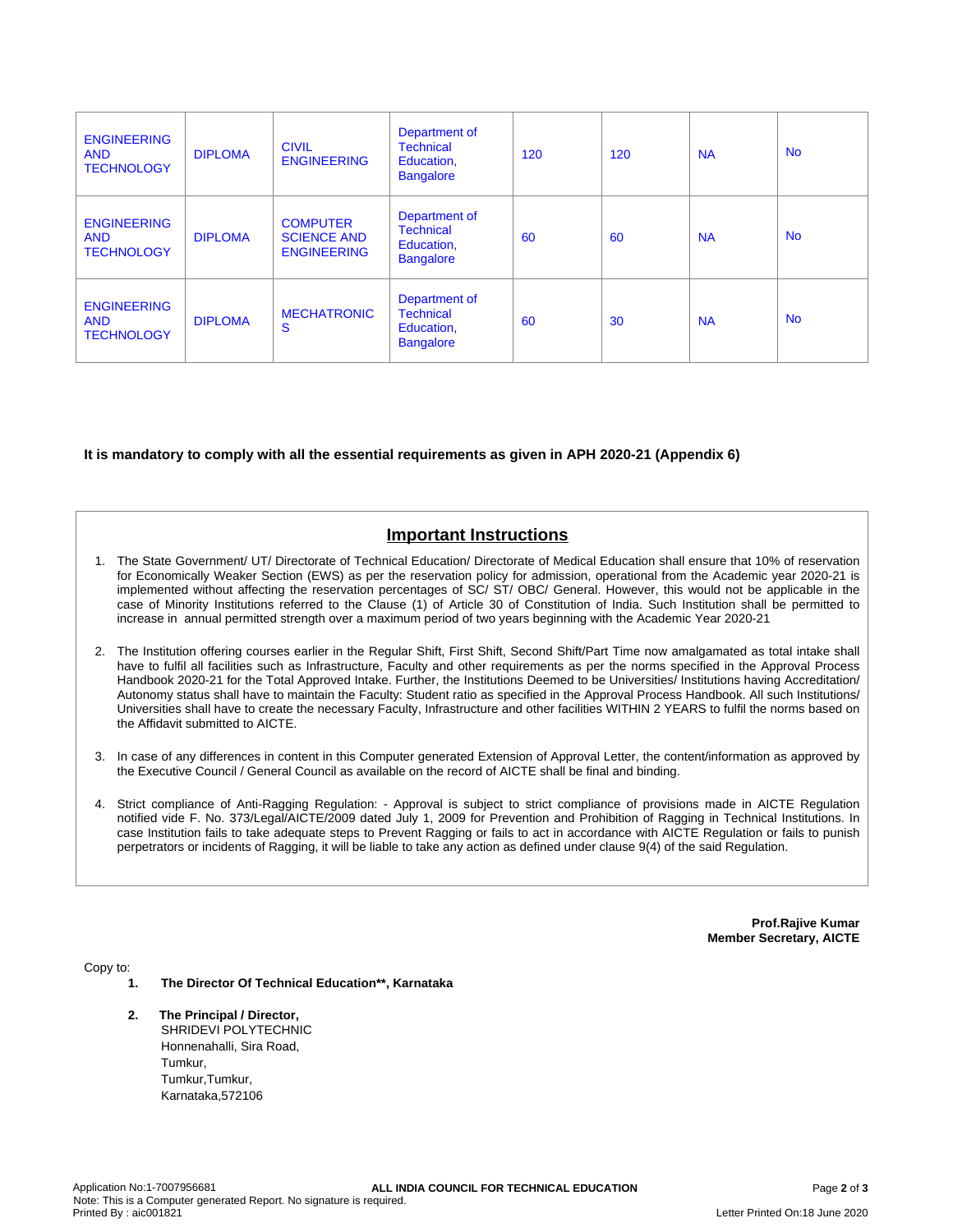| ENGINEERING AND TECHNOLOGY | DIPLOMA | CIVIL ENGINEERING | Department of Technical Education, Bangalore | 120 | 120 | NA | No |
|---|---|---|---|---|---|---|---|
| ENGINEERING AND TECHNOLOGY | DIPLOMA | COMPUTER SCIENCE AND ENGINEERING | Department of Technical Education, Bangalore | 60 | 60 | NA | No |
| ENGINEERING AND TECHNOLOGY | DIPLOMA | MECHATRONICS | Department of Technical Education, Bangalore | 60 | 30 | NA | No |

**It is mandatory to comply with all the essential requirements as given in APH 2020-21 (Appendix 6)**

## Important Instructions

1. The State Government/ UT/ Directorate of Technical Education/ Directorate of Medical Education shall ensure that 10% of reservation for Economically Weaker Section (EWS) as per the reservation policy for admission, operational from the Academic year 2020-21 is implemented without affecting the reservation percentages of SC/ ST/ OBC/ General. However, this would not be applicable in the case of Minority Institutions referred to the Clause (1) of Article 30 of Constitution of India. Such Institution shall be permitted to increase in annual permitted strength over a maximum period of two years beginning with the Academic Year 2020-21

2. The Institution offering courses earlier in the Regular Shift, First Shift, Second Shift/Part Time now amalgamated as total intake shall have to fulfil all facilities such as Infrastructure, Faculty and other requirements as per the norms specified in the Approval Process Handbook 2020-21 for the Total Approved Intake. Further, the Institutions Deemed to be Universities/ Institutions having Accreditation/ Autonomy status shall have to maintain the Faculty: Student ratio as specified in the Approval Process Handbook. All such Institutions/ Universities shall have to create the necessary Faculty, Infrastructure and other facilities WITHIN 2 YEARS to fulfil the norms based on the Affidavit submitted to AICTE.

3. In case of any differences in content in this Computer generated Extension of Approval Letter, the content/information as approved by the Executive Council / General Council as available on the record of AICTE shall be final and binding.

4. Strict compliance of Anti-Ragging Regulation: - Approval is subject to strict compliance of provisions made in AICTE Regulation notified vide F. No. 373/Legal/AICTE/2009 dated July 1, 2009 for Prevention and Prohibition of Ragging in Technical Institutions. In case Institution fails to take adequate steps to Prevent Ragging or fails to act in accordance with AICTE Regulation or fails to punish perpetrators or incidents of Ragging, it will be liable to take any action as defined under clause 9(4) of the said Regulation.

**Prof.Rajive Kumar**
**Member Secretary, AICTE**

Copy to:

1. **The Director Of Technical Education\*\*, Karnataka**

2. **The Principal / Director,**
   SHRIDEVI POLYTECHNIC
   Honnenahalli, Sira Road,
   Tumkur,
   Tumkur,Tumkur,
   Karnataka,572106

Application No:1-7007956681
ALL INDIA COUNCIL FOR TECHNICAL EDUCATION
Note: This is a Computer generated Report. No signature is required.
Printed By : aic001821
Letter Printed On:18 June 2020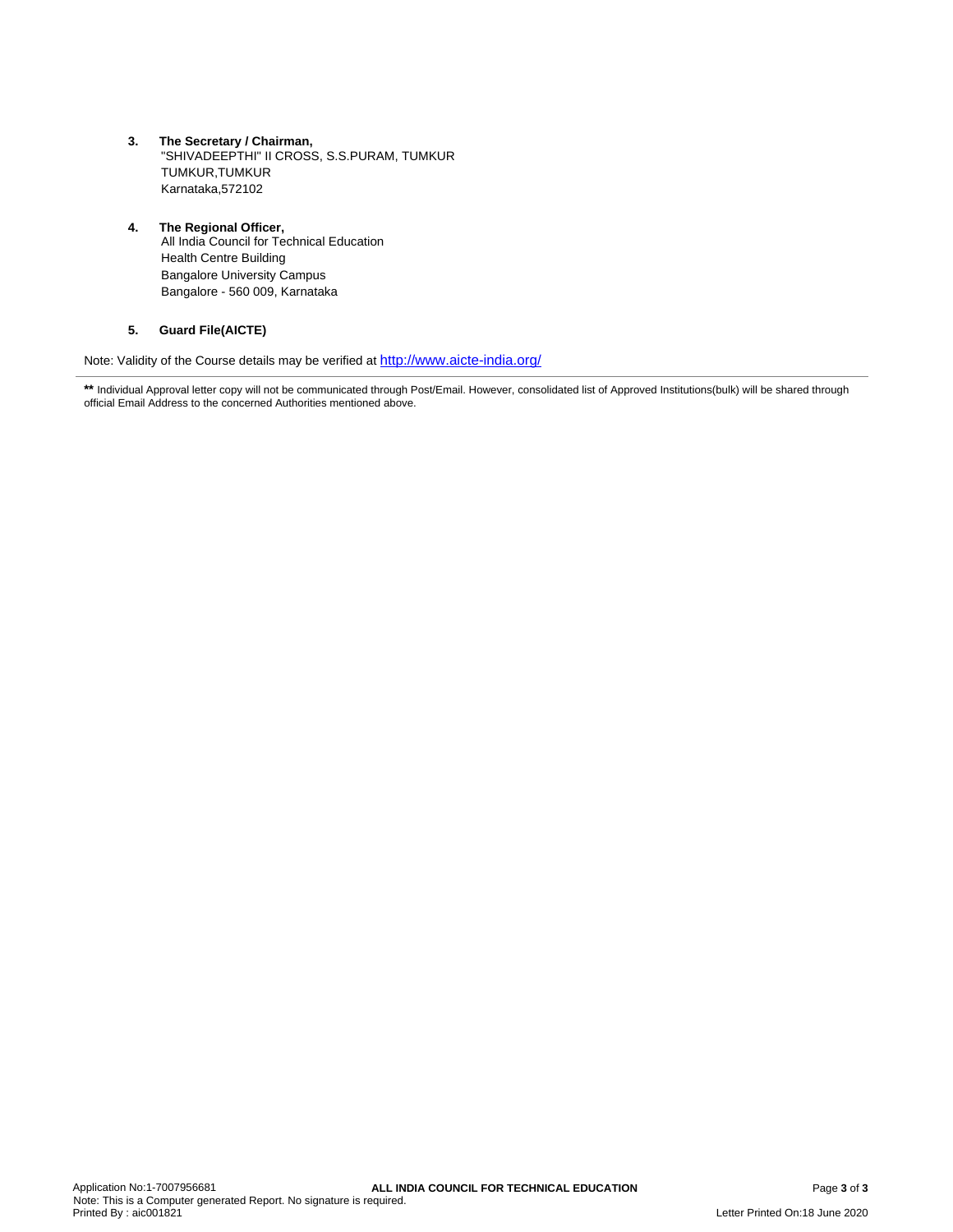3. **The Secretary / Chairman,**
   "SHIVADEEPTHI" II CROSS, S.S.PURAM, TUMKUR
   TUMKUR,TUMKUR
   Karnataka,572102

4. **The Regional Officer,**
   All India Council for Technical Education
   Health Centre Building
   Bangalore University Campus
   Bangalore - 560 009, Karnataka

5. **Guard File(AICTE)**

Note: Validity of the Course details may be verified at http://www.aicte-india.org/

---

**\*\*** Individual Approval letter copy will not be communicated through Post/Email. However, consolidated list of Approved Institutions(bulk) will be shared through official Email Address to the concerned Authorities mentioned above.

Application No:1-7007956681
Note: This is a Computer generated Report. No signature is required.
Printed By : aic001821

**ALL INDIA COUNCIL FOR TECHNICAL EDUCATION**

Letter Printed On:18 June 2020